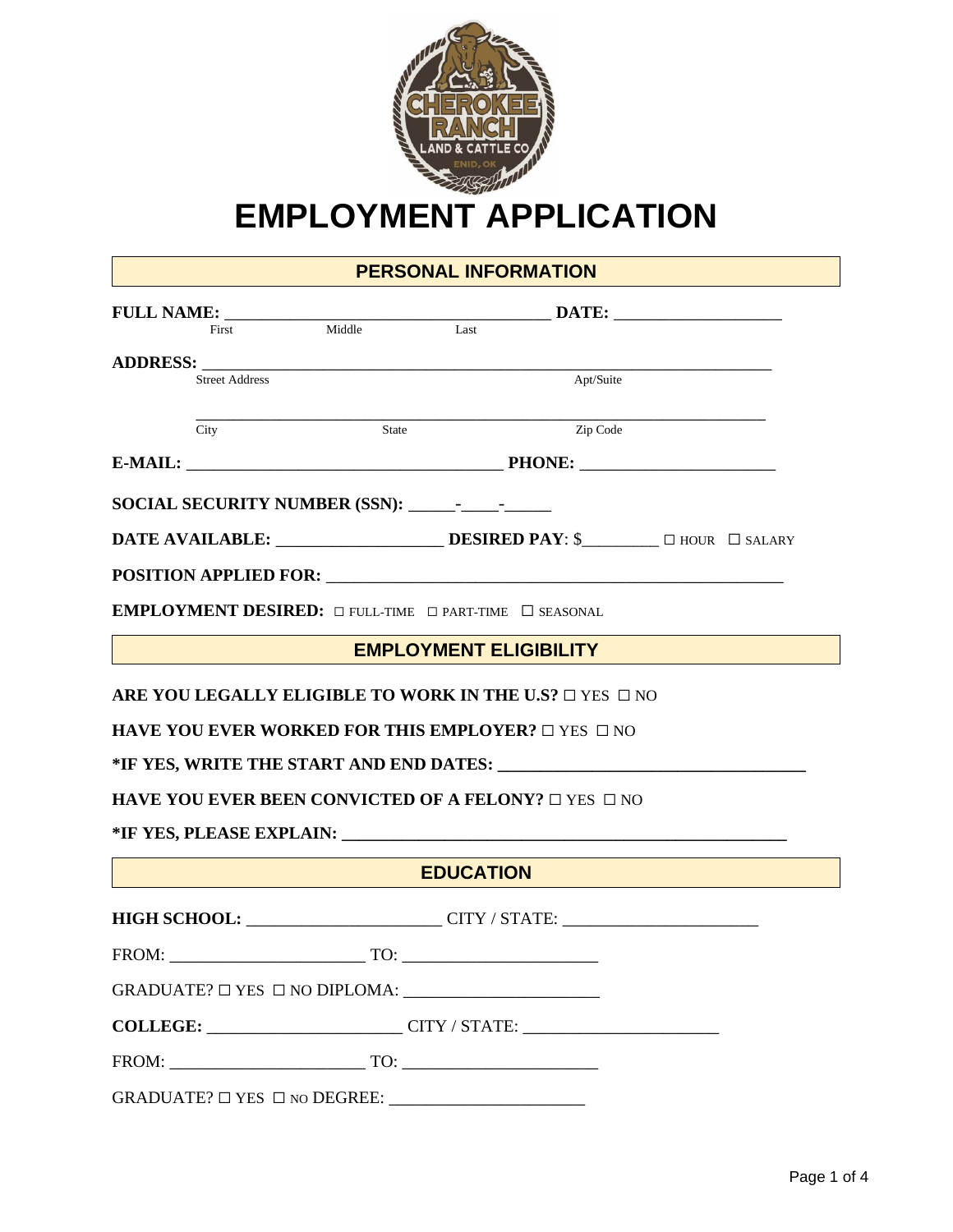# EMPLOYMENT APPLICATION

## PERSONAL INFORMATION

**FULL NAME:** ______________________________________ **DATE:** ____________________

First Middle Last

**ADDRESS:** ___________________________________________________________________

Street Address Apt/Suite

___________________________________________________________________

City State Zip Code

**E-MAIL:** _____________________________________ **PHONE:** _______________________

**SOCIAL SECURITY NUMBER (SSN):** _____-____-_____

**DATE AVAILABLE:** ___________________ **DESIRED PAY**: $_________ ☐ HOUR ☐ SALARY

**POSITION APPLIED FOR:** _____________________________________________________

**EMPLOYMENT DESIRED:** ☐ FULL-TIME ☐ PART-TIME ☐ SEASONAL

## EMPLOYMENT ELIGIBILITY

**ARE YOU LEGALLY ELIGIBLE TO WORK IN THE U.S?** ☐ YES ☐ NO

**HAVE YOU EVER WORKED FOR THIS EMPLOYER?** ☐ YES ☐ NO

***IF YES, WRITE THE START AND END DATES:** ____________________________________

**HAVE YOU EVER BEEN CONVICTED OF A FELONY?** ☐ YES ☐ NO

***IF YES, PLEASE EXPLAIN:** _____________________________________________________

## EDUCATION

**HIGH SCHOOL:** ______________________ CITY / STATE: ______________________

FROM: ______________________ TO: ______________________

GRADUATE? ☐ YES ☐ NO DIPLOMA: ______________________

**COLLEGE:** ______________________ CITY / STATE: ______________________

FROM: ______________________ TO: ______________________

GRADUATE? ☐ YES ☐ NO DEGREE: ______________________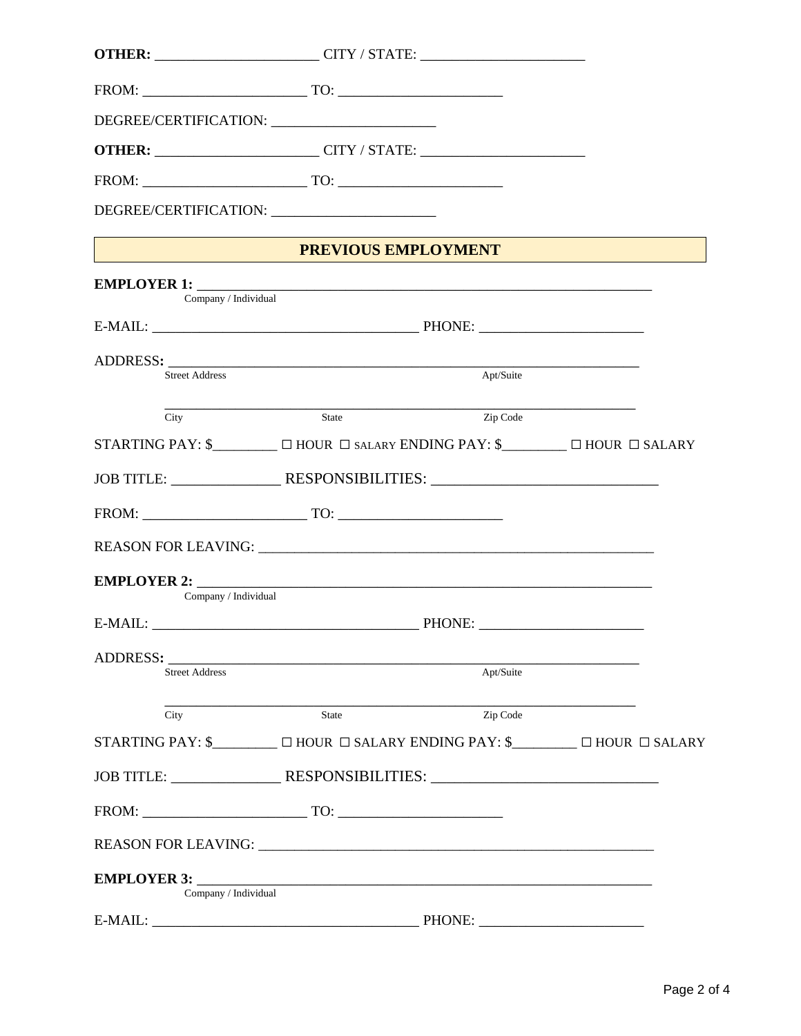**OTHER:** ______________________ CITY / STATE: ______________________

FROM: ______________________ TO: ______________________

DEGREE/CERTIFICATION: ______________________

**OTHER:** ______________________ CITY / STATE: ______________________

FROM: ______________________ TO: ______________________

DEGREE/CERTIFICATION: ______________________

## PREVIOUS EMPLOYMENT

**EMPLOYER 1:** ______________________________________________________________
Company / Individual

E-MAIL: ____________________________________ PHONE: ______________________

ADDRESS: ______________________________________________________________
Street Address Apt/Suite

______________________________________________________________
City State Zip Code

STARTING PAY: $_________ ☐ HOUR ☐ SALARY ENDING PAY: $_________ ☐ HOUR ☐ SALARY

JOB TITLE: ______________ RESPONSIBILITIES: ____________________________

FROM: ______________________ TO: ______________________

REASON FOR LEAVING: ______________________________________________________

**EMPLOYER 2:** ______________________________________________________________
Company / Individual

E-MAIL: ____________________________________ PHONE: ______________________

ADDRESS: ______________________________________________________________
Street Address Apt/Suite

______________________________________________________________
City State Zip Code

STARTING PAY: $_________ ☐ HOUR ☐ SALARY ENDING PAY: $_________ ☐ HOUR ☐ SALARY

JOB TITLE: ______________ RESPONSIBILITIES: ____________________________

FROM: ______________________ TO: ______________________

REASON FOR LEAVING: ______________________________________________________

**EMPLOYER 3:** ______________________________________________________________
Company / Individual

E-MAIL: ____________________________________ PHONE: ______________________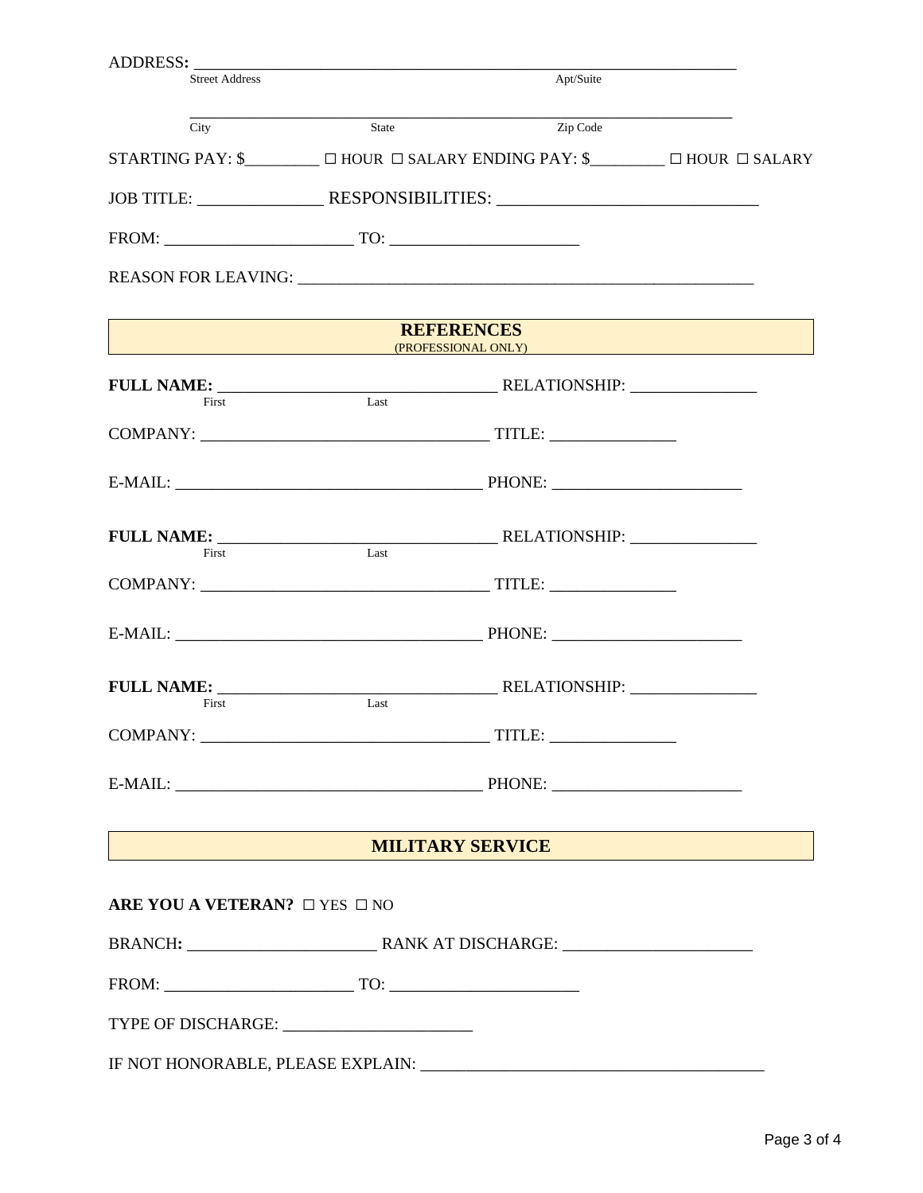ADDRESS: ______________________________________________________________________
Street Address Apt/Suite

______________________________________________________________________
City State Zip Code

STARTING PAY: $_________ ☐ HOUR ☐ SALARY ENDING PAY: $_________ ☐ HOUR ☐ SALARY

JOB TITLE: _______________ RESPONSIBILITIES: ______________________________

FROM: _______________________ TO: _______________________

REASON FOR LEAVING: _________________________________________________________

## REFERENCES
(PROFESSIONAL ONLY)

**FULL NAME:** __________________________________ RELATIONSHIP: ________________
First Last

COMPANY: __________________________________ TITLE: ________________

E-MAIL: ____________________________________ PHONE: _______________________

**FULL NAME:** __________________________________ RELATIONSHIP: ________________
First Last

COMPANY: __________________________________ TITLE: ________________

E-MAIL: ____________________________________ PHONE: _______________________

**FULL NAME:** __________________________________ RELATIONSHIP: ________________
First Last

COMPANY: __________________________________ TITLE: ________________

E-MAIL: ____________________________________ PHONE: _______________________

## MILITARY SERVICE

**ARE YOU A VETERAN?** ☐ YES ☐ NO

BRANCH: _______________________ RANK AT DISCHARGE: _______________________

FROM: _______________________ TO: _______________________

TYPE OF DISCHARGE: _______________________

IF NOT HONORABLE, PLEASE EXPLAIN: ___________________________________________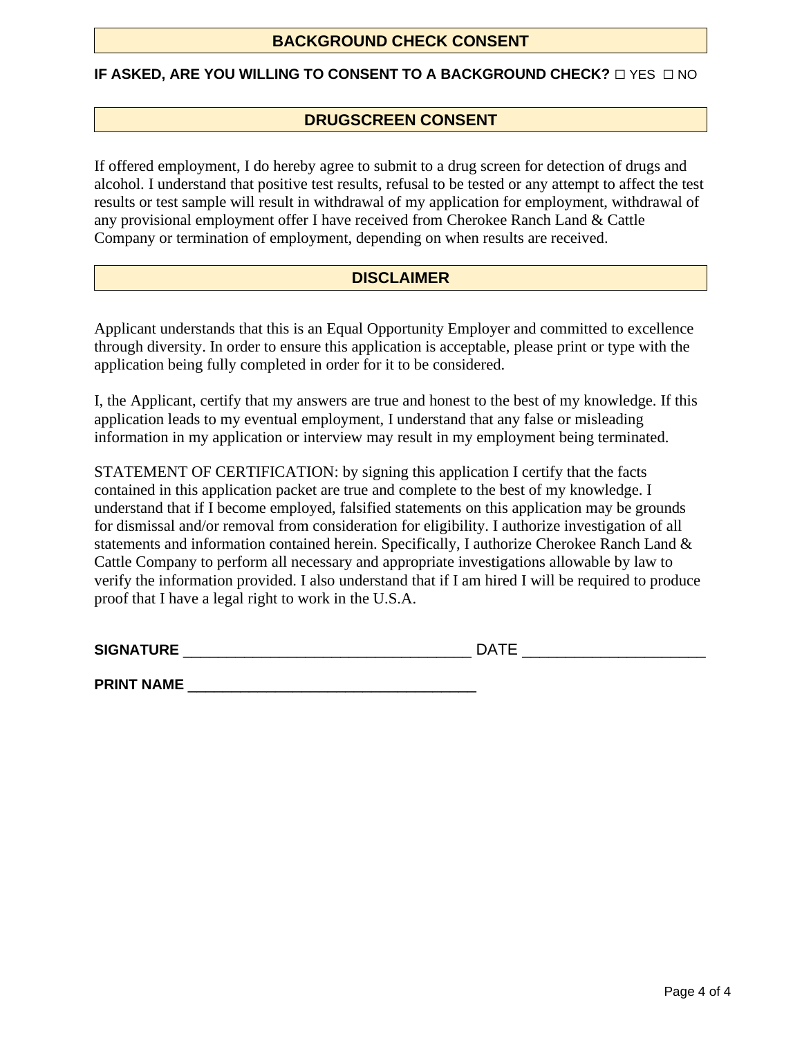## BACKGROUND CHECK CONSENT

**IF ASKED, ARE YOU WILLING TO CONSENT TO A BACKGROUND CHECK?** ☐ YES ☐ NO

## DRUGSCREEN CONSENT

If offered employment, I do hereby agree to submit to a drug screen for detection of drugs and alcohol. I understand that positive test results, refusal to be tested or any attempt to affect the test results or test sample will result in withdrawal of my application for employment, withdrawal of any provisional employment offer I have received from Cherokee Ranch Land & Cattle Company or termination of employment, depending on when results are received.

## DISCLAIMER

Applicant understands that this is an Equal Opportunity Employer and committed to excellence through diversity. In order to ensure this application is acceptable, please print or type with the application being fully completed in order for it to be considered.

I, the Applicant, certify that my answers are true and honest to the best of my knowledge. If this application leads to my eventual employment, I understand that any false or misleading information in my application or interview may result in my employment being terminated.

STATEMENT OF CERTIFICATION: by signing this application I certify that the facts contained in this application packet are true and complete to the best of my knowledge. I understand that if I become employed, falsified statements on this application may be grounds for dismissal and/or removal from consideration for eligibility. I authorize investigation of all statements and information contained herein. Specifically, I authorize Cherokee Ranch Land & Cattle Company to perform all necessary and appropriate investigations allowable by law to verify the information provided. I also understand that if I am hired I will be required to produce proof that I have a legal right to work in the U.S.A.

**SIGNATURE** ______________________________ DATE ____________________

**PRINT NAME** ______________________________